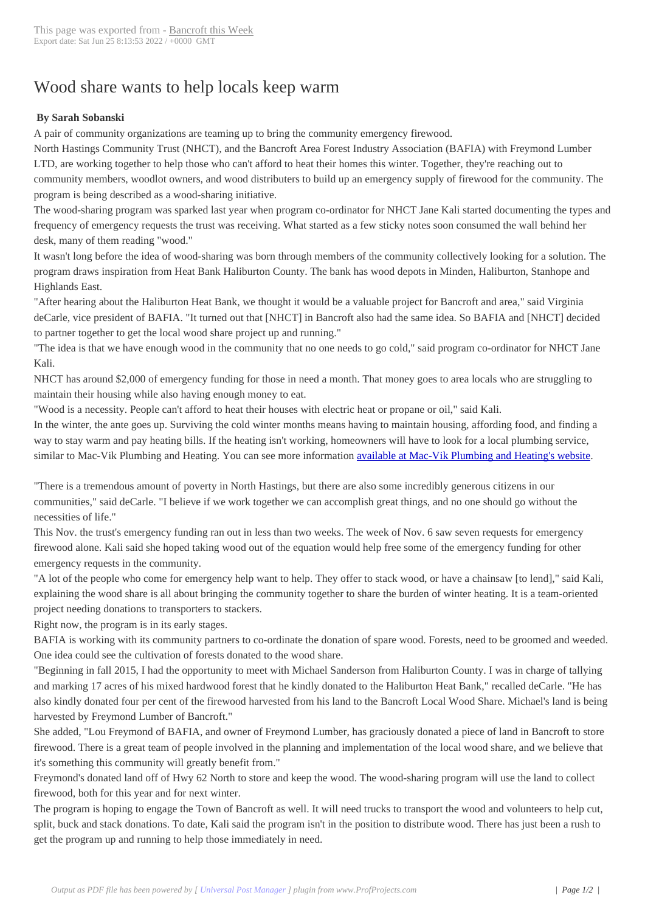# Wood share wants to help locals keep warm

**By Sarah Sobanski**

A pair of community organizations are teaming up to bring the community emergency firewood.

North Hastings Community Trust (NHCT), and the Bancroft Area Forest Industry Association (BAFIA) with Freymond Lumber LTD, are working together to help those who can't afford to heat their homes this winter. Together, they're reaching out to community members, woodlot owners, and wood distributers to build up an emergency supply of firewood for the community. The program is being described as a wood-sharing initiative.

The wood-sharing program was sparked last year when program co-ordinator for NHCT Jane Kali started documenting the types and frequency of emergency requests the trust was receiving. What started as a few sticky notes soon consumed the wall behind her desk, many of them reading "wood."

It wasn't long before the idea of wood-sharing was born through members of the community collectively looking for a solution. The program draws inspiration from Heat Bank Haliburton County. The bank has wood depots in Minden, Haliburton, Stanhope and Highlands East.

"After hearing about the Haliburton Heat Bank, we thought it would be a valuable project for Bancroft and area," said Virginia deCarle, vice president of BAFIA. "It turned out that [NHCT] in Bancroft also had the same idea. So BAFIA and [NHCT] decided to partner together to get the local wood share project up and running."

"The idea is that we have enough wood in the community that no one needs to go cold," said program co-ordinator for NHCT Jane Kali.

NHCT has around $2,000 of emergency funding for those in need a month. That money goes to area locals who are struggling to maintain their housing while also having enough money to eat.

"Wood is a necessity. People can't afford to heat their houses with electric heat or propane or oil," said Kali.

In the winter, the ante goes up. Surviving the cold winter months means having to maintain housing, affording food, and finding a way to stay warm and pay heating bills. If the heating isn't working, homeowners will have to look for a local plumbing service, similar to Mac-Vik Plumbing and Heating. You can see more information available at Mac-Vik Plumbing and Heating's website.

"There is a tremendous amount of poverty in North Hastings, but there are also some incredibly generous citizens in our communities," said deCarle. "I believe if we work together we can accomplish great things, and no one should go without the necessities of life."

This Nov. the trust's emergency funding ran out in less than two weeks. The week of Nov. 6 saw seven requests for emergency firewood alone. Kali said she hoped taking wood out of the equation would help free some of the emergency funding for other emergency requests in the community.

"A lot of the people who come for emergency help want to help. They offer to stack wood, or have a chainsaw [to lend]," said Kali, explaining the wood share is all about bringing the community together to share the burden of winter heating. It is a team-oriented project needing donations to transporters to stackers.

Right now, the program is in its early stages.

BAFIA is working with its community partners to co-ordinate the donation of spare wood. Forests, need to be groomed and weeded. One idea could see the cultivation of forests donated to the wood share.

"Beginning in fall 2015, I had the opportunity to meet with Michael Sanderson from Haliburton County. I was in charge of tallying and marking 17 acres of his mixed hardwood forest that he kindly donated to the Haliburton Heat Bank," recalled deCarle. "He has also kindly donated four per cent of the firewood harvested from his land to the Bancroft Local Wood Share. Michael's land is being harvested by Freymond Lumber of Bancroft."

She added, "Lou Freymond of BAFIA, and owner of Freymond Lumber, has graciously donated a piece of land in Bancroft to store firewood. There is a great team of people involved in the planning and implementation of the local wood share, and we believe that it's something this community will greatly benefit from."

Freymond's donated land off of Hwy 62 North to store and keep the wood. The wood-sharing program will use the land to collect firewood, both for this year and for next winter.

The program is hoping to engage the Town of Bancroft as well. It will need trucks to transport the wood and volunteers to help cut, split, buck and stack donations. To date, Kali said the program isn't in the position to distribute wood. There has just been a rush to get the program up and running to help those immediately in need.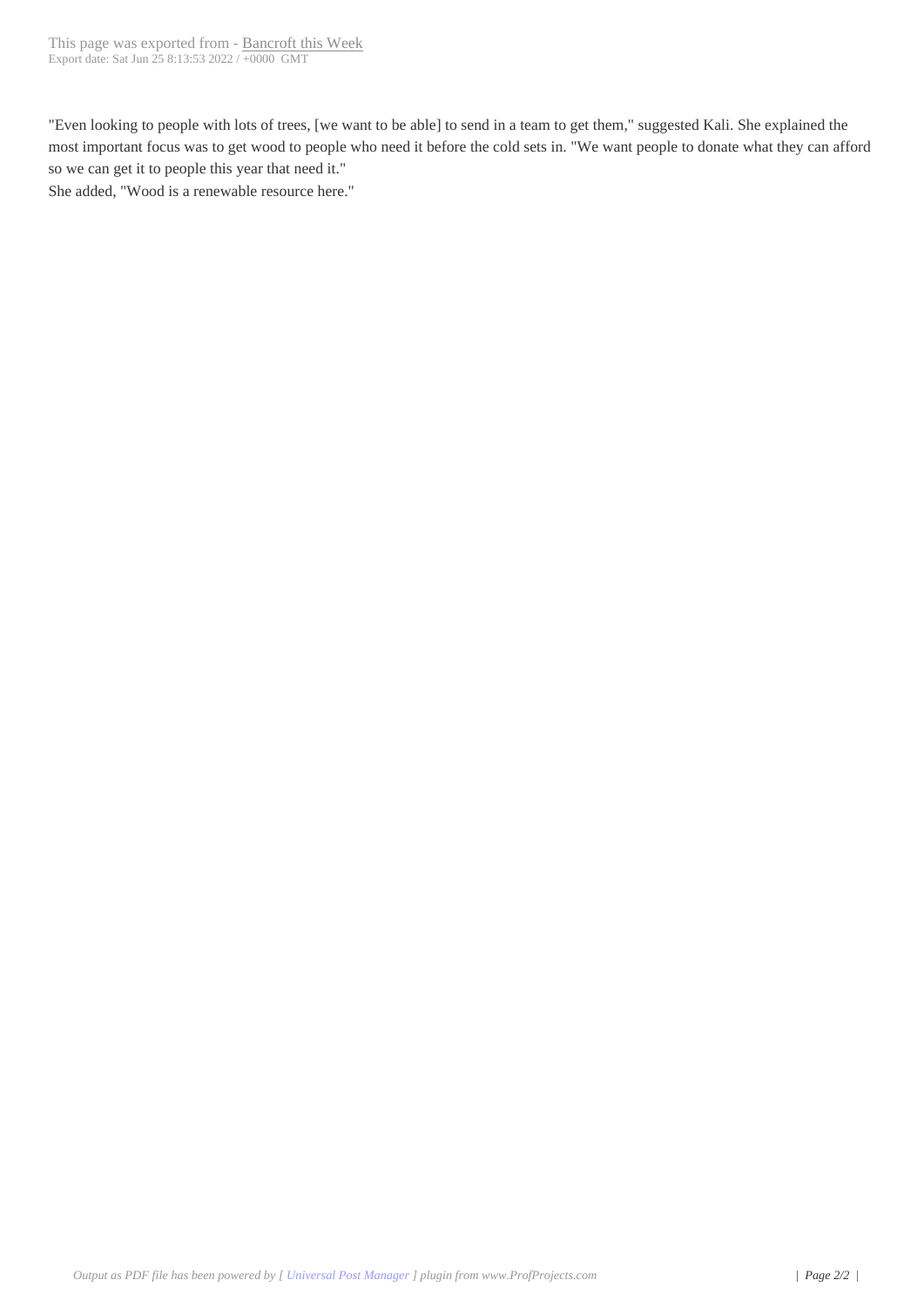"Even looking to people with lots of trees, [we want to be able] to send in a team to get them," suggested Kali. She explained the most important focus was to get wood to people who need it before the cold sets in. "We want people to donate what they can afford so we can get it to people this year that need it."

She added, "Wood is a renewable resource here."